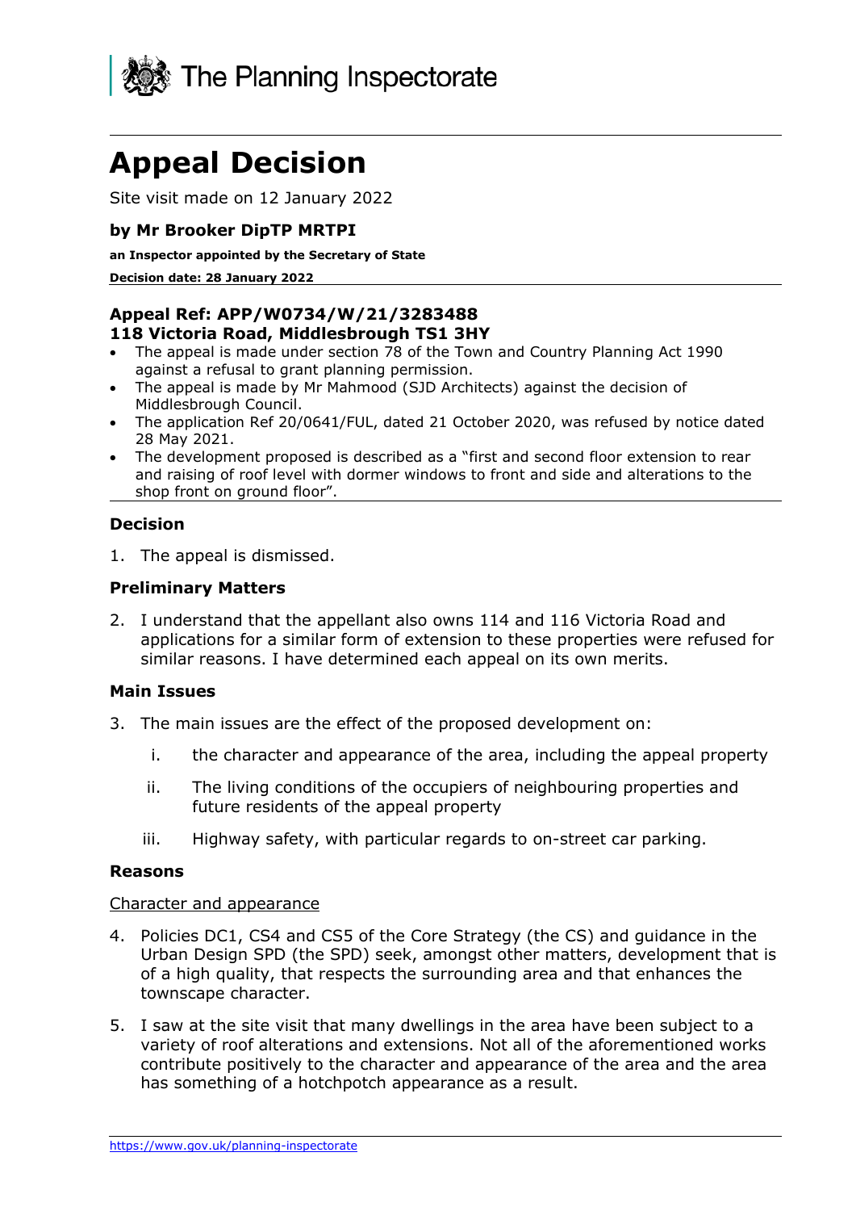The Planning Inspectorate

# Appeal Decision

Site visit made on 12 January 2022

**by Mr Brooker DipTP MRTPI**

**an Inspector appointed by the Secretary of State**

**Decision date: 28 January 2022**

**Appeal Ref: APP/W0734/W/21/3283488**
**118 Victoria Road, Middlesbrough TS1 3HY**

- The appeal is made under section 78 of the Town and Country Planning Act 1990 against a refusal to grant planning permission.
- The appeal is made by Mr Mahmood (SJD Architects) against the decision of Middlesbrough Council.
- The application Ref 20/0641/FUL, dated 21 October 2020, was refused by notice dated 28 May 2021.
- The development proposed is described as a "first and second floor extension to rear and raising of roof level with dormer windows to front and side and alterations to the shop front on ground floor".

## Decision

1. The appeal is dismissed.

## Preliminary Matters

2. I understand that the appellant also owns 114 and 116 Victoria Road and applications for a similar form of extension to these properties were refused for similar reasons. I have determined each appeal on its own merits.

## Main Issues

3. The main issues are the effect of the proposed development on:

   i. the character and appearance of the area, including the appeal property

   ii. The living conditions of the occupiers of neighbouring properties and future residents of the appeal property

   iii. Highway safety, with particular regards to on-street car parking.

## Reasons

Character and appearance

4. Policies DC1, CS4 and CS5 of the Core Strategy (the CS) and guidance in the Urban Design SPD (the SPD) seek, amongst other matters, development that is of a high quality, that respects the surrounding area and that enhances the townscape character.

5. I saw at the site visit that many dwellings in the area have been subject to a variety of roof alterations and extensions. Not all of the aforementioned works contribute positively to the character and appearance of the area and the area has something of a hotchpotch appearance as a result.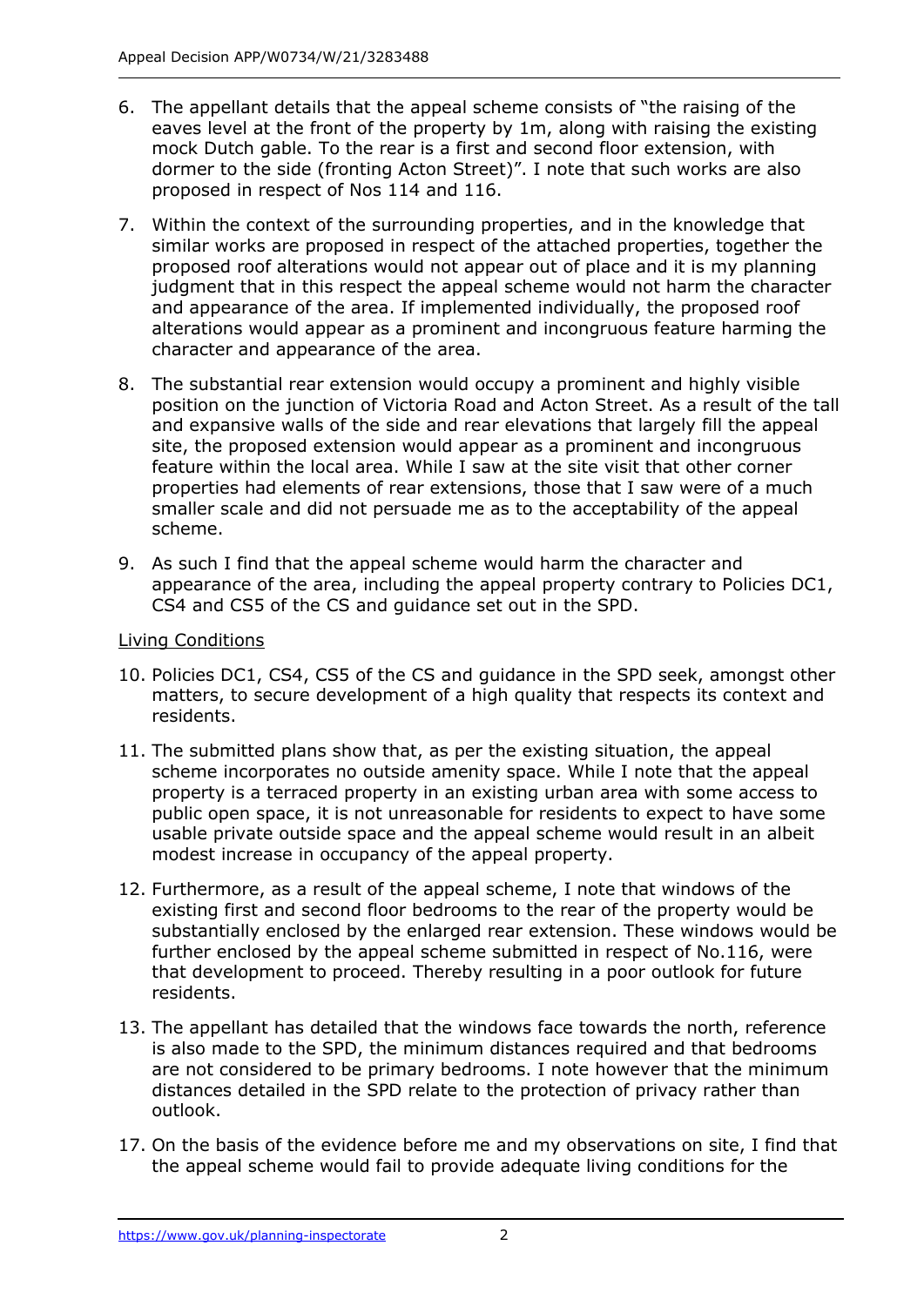6. The appellant details that the appeal scheme consists of "the raising of the eaves level at the front of the property by 1m, along with raising the existing mock Dutch gable. To the rear is a first and second floor extension, with dormer to the side (fronting Acton Street)". I note that such works are also proposed in respect of Nos 114 and 116.

7. Within the context of the surrounding properties, and in the knowledge that similar works are proposed in respect of the attached properties, together the proposed roof alterations would not appear out of place and it is my planning judgment that in this respect the appeal scheme would not harm the character and appearance of the area. If implemented individually, the proposed roof alterations would appear as a prominent and incongruous feature harming the character and appearance of the area.

8. The substantial rear extension would occupy a prominent and highly visible position on the junction of Victoria Road and Acton Street. As a result of the tall and expansive walls of the side and rear elevations that largely fill the appeal site, the proposed extension would appear as a prominent and incongruous feature within the local area. While I saw at the site visit that other corner properties had elements of rear extensions, those that I saw were of a much smaller scale and did not persuade me as to the acceptability of the appeal scheme.

9. As such I find that the appeal scheme would harm the character and appearance of the area, including the appeal property contrary to Policies DC1, CS4 and CS5 of the CS and guidance set out in the SPD.

Living Conditions

10. Policies DC1, CS4, CS5 of the CS and guidance in the SPD seek, amongst other matters, to secure development of a high quality that respects its context and residents.

11. The submitted plans show that, as per the existing situation, the appeal scheme incorporates no outside amenity space. While I note that the appeal property is a terraced property in an existing urban area with some access to public open space, it is not unreasonable for residents to expect to have some usable private outside space and the appeal scheme would result in an albeit modest increase in occupancy of the appeal property.

12. Furthermore, as a result of the appeal scheme, I note that windows of the existing first and second floor bedrooms to the rear of the property would be substantially enclosed by the enlarged rear extension. These windows would be further enclosed by the appeal scheme submitted in respect of No.116, were that development to proceed. Thereby resulting in a poor outlook for future residents.

13. The appellant has detailed that the windows face towards the north, reference is also made to the SPD, the minimum distances required and that bedrooms are not considered to be primary bedrooms. I note however that the minimum distances detailed in the SPD relate to the protection of privacy rather than outlook.

17. On the basis of the evidence before me and my observations on site, I find that the appeal scheme would fail to provide adequate living conditions for the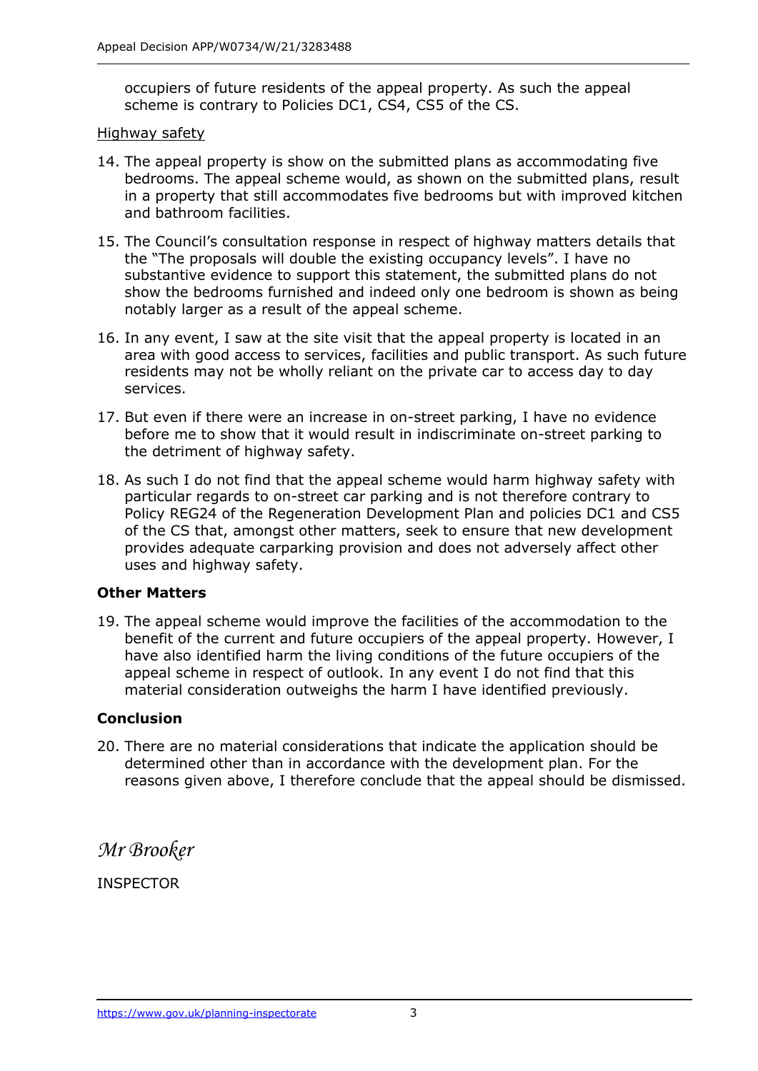occupiers of future residents of the appeal property. As such the appeal scheme is contrary to Policies DC1, CS4, CS5 of the CS.

Highway safety

14. The appeal property is show on the submitted plans as accommodating five bedrooms. The appeal scheme would, as shown on the submitted plans, result in a property that still accommodates five bedrooms but with improved kitchen and bathroom facilities.

15. The Council's consultation response in respect of highway matters details that the "The proposals will double the existing occupancy levels". I have no substantive evidence to support this statement, the submitted plans do not show the bedrooms furnished and indeed only one bedroom is shown as being notably larger as a result of the appeal scheme.

16. In any event, I saw at the site visit that the appeal property is located in an area with good access to services, facilities and public transport. As such future residents may not be wholly reliant on the private car to access day to day services.

17. But even if there were an increase in on-street parking, I have no evidence before me to show that it would result in indiscriminate on-street parking to the detriment of highway safety.

18. As such I do not find that the appeal scheme would harm highway safety with particular regards to on-street car parking and is not therefore contrary to Policy REG24 of the Regeneration Development Plan and policies DC1 and CS5 of the CS that, amongst other matters, seek to ensure that new development provides adequate carparking provision and does not adversely affect other uses and highway safety.

## Other Matters

19. The appeal scheme would improve the facilities of the accommodation to the benefit of the current and future occupiers of the appeal property. However, I have also identified harm the living conditions of the future occupiers of the appeal scheme in respect of outlook. In any event I do not find that this material consideration outweighs the harm I have identified previously.

## Conclusion

20. There are no material considerations that indicate the application should be determined other than in accordance with the development plan. For the reasons given above, I therefore conclude that the appeal should be dismissed.

*Mr Brooker*

INSPECTOR